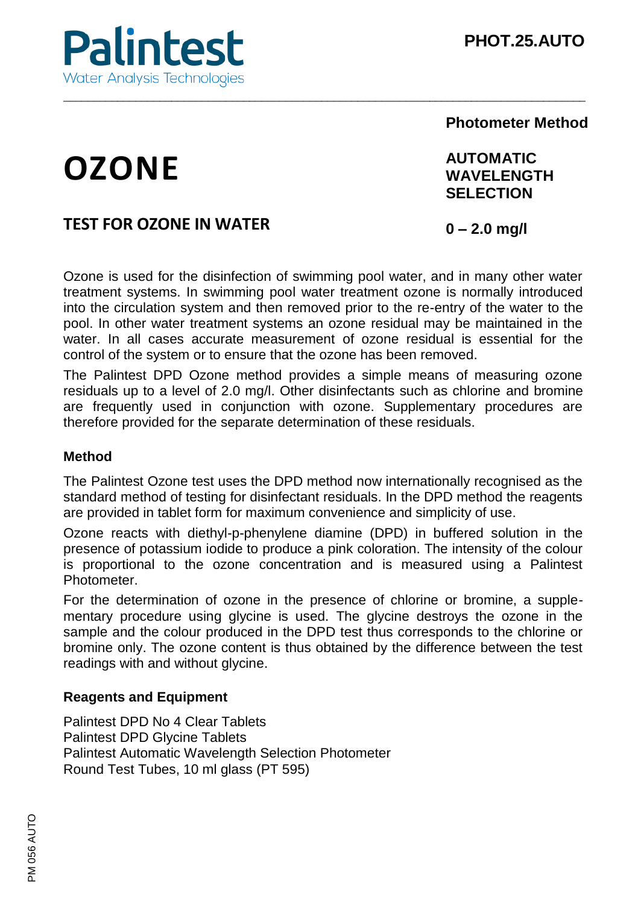Palintest
Water Analysis Technologies

**PHOT.25.AUTO**

**Photometer Method**

# OZONE

**AUTOMATIC WAVELENGTH SELECTION**

## TEST FOR OZONE IN WATER

**0 – 2.0 mg/l**

Ozone is used for the disinfection of swimming pool water, and in many other water treatment systems. In swimming pool water treatment ozone is normally introduced into the circulation system and then removed prior to the re-entry of the water to the pool. In other water treatment systems an ozone residual may be maintained in the water. In all cases accurate measurement of ozone residual is essential for the control of the system or to ensure that the ozone has been removed.

The Palintest DPD Ozone method provides a simple means of measuring ozone residuals up to a level of 2.0 mg/l. Other disinfectants such as chlorine and bromine are frequently used in conjunction with ozone. Supplementary procedures are therefore provided for the separate determination of these residuals.

### Method

The Palintest Ozone test uses the DPD method now internationally recognised as the standard method of testing for disinfectant residuals. In the DPD method the reagents are provided in tablet form for maximum convenience and simplicity of use.

Ozone reacts with diethyl-p-phenylene diamine (DPD) in buffered solution in the presence of potassium iodide to produce a pink coloration. The intensity of the colour is proportional to the ozone concentration and is measured using a Palintest Photometer.

For the determination of ozone in the presence of chlorine or bromine, a supplementary procedure using glycine is used. The glycine destroys the ozone in the sample and the colour produced in the DPD test thus corresponds to the chlorine or bromine only. The ozone content is thus obtained by the difference between the test readings with and without glycine.

### Reagents and Equipment

Palintest DPD No 4 Clear Tablets
Palintest DPD Glycine Tablets
Palintest Automatic Wavelength Selection Photometer
Round Test Tubes, 10 ml glass (PT 595)

PM 056 AUTO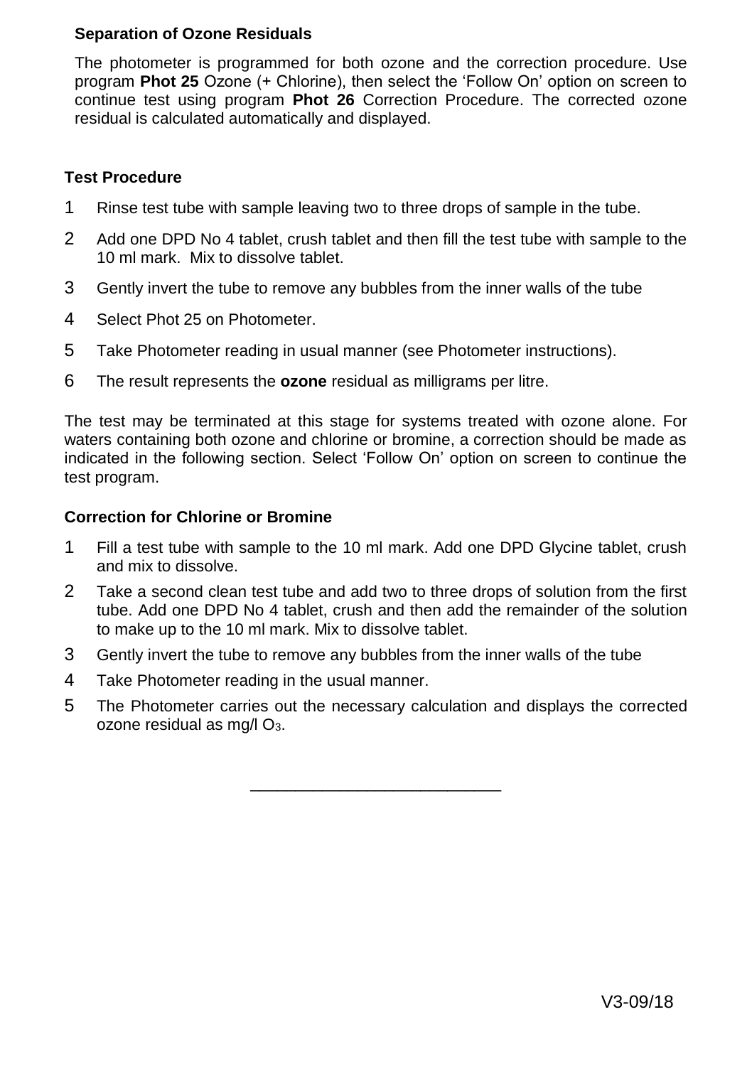**Separation of Ozone Residuals**

The photometer is programmed for both ozone and the correction procedure. Use program **Phot 25** Ozone (+ Chlorine), then select the 'Follow On' option on screen to continue test using program **Phot 26** Correction Procedure. The corrected ozone residual is calculated automatically and displayed.

**Test Procedure**

1. Rinse test tube with sample leaving two to three drops of sample in the tube.
2. Add one DPD No 4 tablet, crush tablet and then fill the test tube with sample to the 10 ml mark. Mix to dissolve tablet.
3. Gently invert the tube to remove any bubbles from the inner walls of the tube
4. Select Phot 25 on Photometer.
5. Take Photometer reading in usual manner (see Photometer instructions).
6. The result represents the **ozone** residual as milligrams per litre.

The test may be terminated at this stage for systems treated with ozone alone. For waters containing both ozone and chlorine or bromine, a correction should be made as indicated in the following section. Select 'Follow On' option on screen to continue the test program.

**Correction for Chlorine or Bromine**

1. Fill a test tube with sample to the 10 ml mark. Add one DPD Glycine tablet, crush and mix to dissolve.
2. Take a second clean test tube and add two to three drops of solution from the first tube. Add one DPD No 4 tablet, crush and then add the remainder of the solution to make up to the 10 ml mark. Mix to dissolve tablet.
3. Gently invert the tube to remove any bubbles from the inner walls of the tube
4. Take Photometer reading in the usual manner.
5. The Photometer carries out the necessary calculation and displays the corrected ozone residual as mg/l $O_3$.

---

V3-09/18